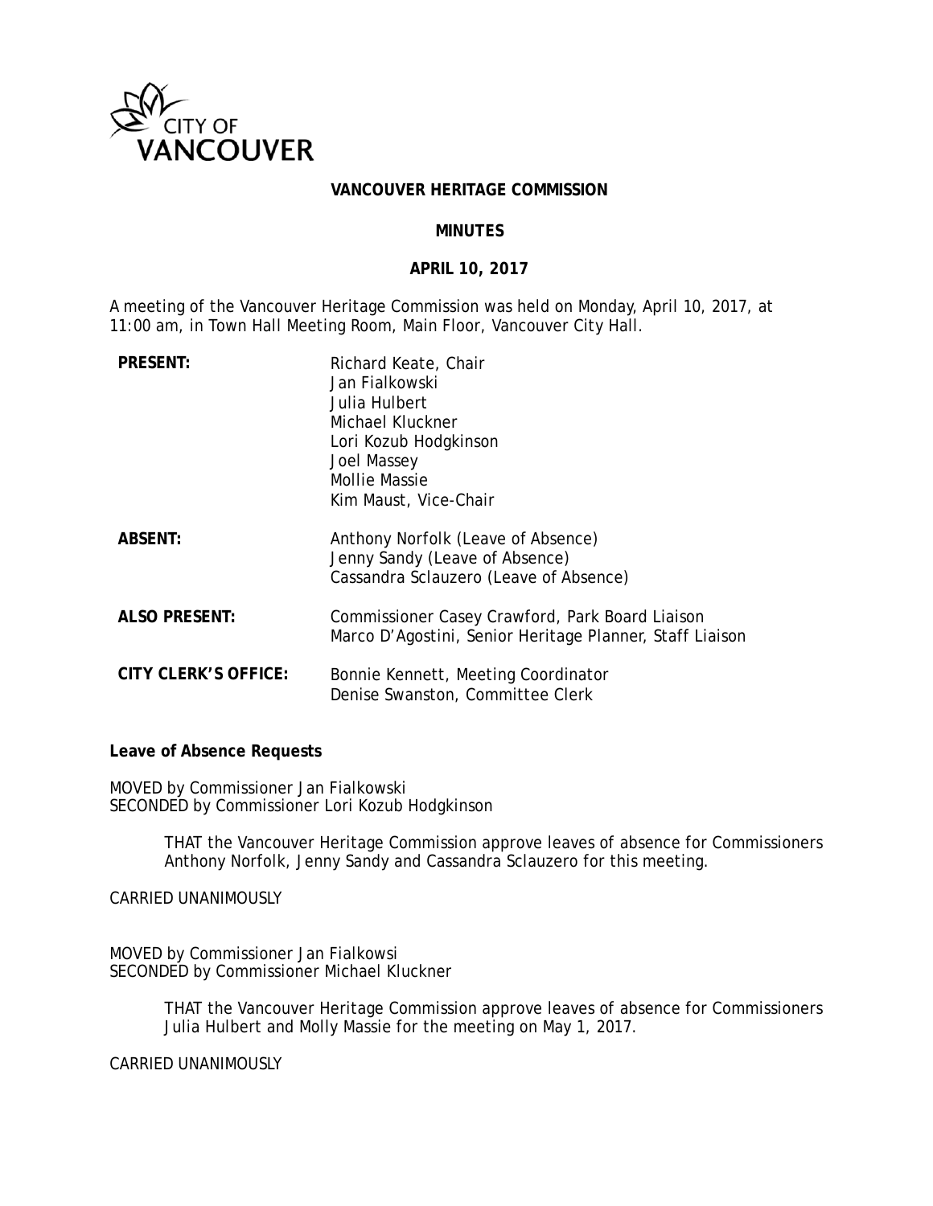# VANCOUVER HERITAGE COMMISSION

## MINUTES

### APRIL 10, 2017

A meeting of the Vancouver Heritage Commission was held on Monday, April 10, 2017, at 11:00 am, in Town Hall Meeting Room, Main Floor, Vancouver City Hall.

| | |
|---|---|
| **PRESENT:** | Richard Keate, Chair<br>Jan Fialkowski<br>Julia Hulbert<br>Michael Kluckner<br>Lori Kozub Hodgkinson<br>Joel Massey<br>Mollie Massie<br>Kim Maust, Vice-Chair |
| **ABSENT:** | Anthony Norfolk (Leave of Absence)<br>Jenny Sandy (Leave of Absence)<br>Cassandra Sclauzero (Leave of Absence) |
| **ALSO PRESENT:** | Commissioner Casey Crawford, Park Board Liaison<br>Marco D'Agostini, Senior Heritage Planner, Staff Liaison |
| **CITY CLERK'S OFFICE:** | Bonnie Kennett, Meeting Coordinator<br>Denise Swanston, Committee Clerk |

**Leave of Absence Requests**

MOVED by Commissioner Jan Fialkowski
SECONDED by Commissioner Lori Kozub Hodgkinson

> THAT the Vancouver Heritage Commission approve leaves of absence for Commissioners Anthony Norfolk, Jenny Sandy and Cassandra Sclauzero for this meeting.

CARRIED UNANIMOUSLY

MOVED by Commissioner Jan Fialkowsi
SECONDED by Commissioner Michael Kluckner

> THAT the Vancouver Heritage Commission approve leaves of absence for Commissioners Julia Hulbert and Molly Massie for the meeting on May 1, 2017.

CARRIED UNANIMOUSLY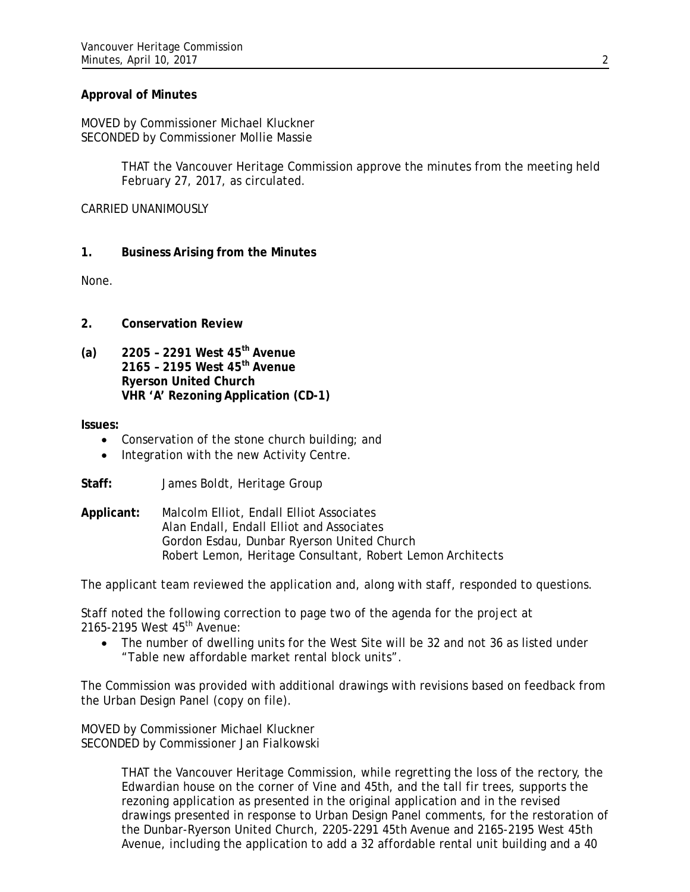**Approval of Minutes**

MOVED by Commissioner Michael Kluckner
SECONDED by Commissioner Mollie Massie

> THAT the Vancouver Heritage Commission approve the minutes from the meeting held February 27, 2017, as circulated.

CARRIED UNANIMOUSLY

**1. Business Arising from the Minutes**

None.

**2. Conservation Review**

**(a) 2205 – 2291 West 45th Avenue**
**2165 – 2195 West 45th Avenue**
**Ryerson United Church**
**VHR 'A' Rezoning Application (CD-1)**

**Issues:**

- Conservation of the stone church building; and
- Integration with the new Activity Centre.

**Staff:** James Boldt, Heritage Group

**Applicant:** Malcolm Elliot, Endall Elliot Associates
Alan Endall, Endall Elliot and Associates
Gordon Esdau, Dunbar Ryerson United Church
Robert Lemon, Heritage Consultant, Robert Lemon Architects

The applicant team reviewed the application and, along with staff, responded to questions.

Staff noted the following correction to page two of the agenda for the project at 2165-2195 West 45th Avenue:

- The number of dwelling units for the West Site will be 32 and not 36 as listed under "Table new affordable market rental block units".

The Commission was provided with additional drawings with revisions based on feedback from the Urban Design Panel (copy on file).

MOVED by Commissioner Michael Kluckner
SECONDED by Commissioner Jan Fialkowski

> THAT the Vancouver Heritage Commission, while regretting the loss of the rectory, the Edwardian house on the corner of Vine and 45th, and the tall fir trees, supports the rezoning application as presented in the original application and in the revised drawings presented in response to Urban Design Panel comments, for the restoration of the Dunbar-Ryerson United Church, 2205-2291 45th Avenue and 2165-2195 West 45th Avenue, including the application to add a 32 affordable rental unit building and a 40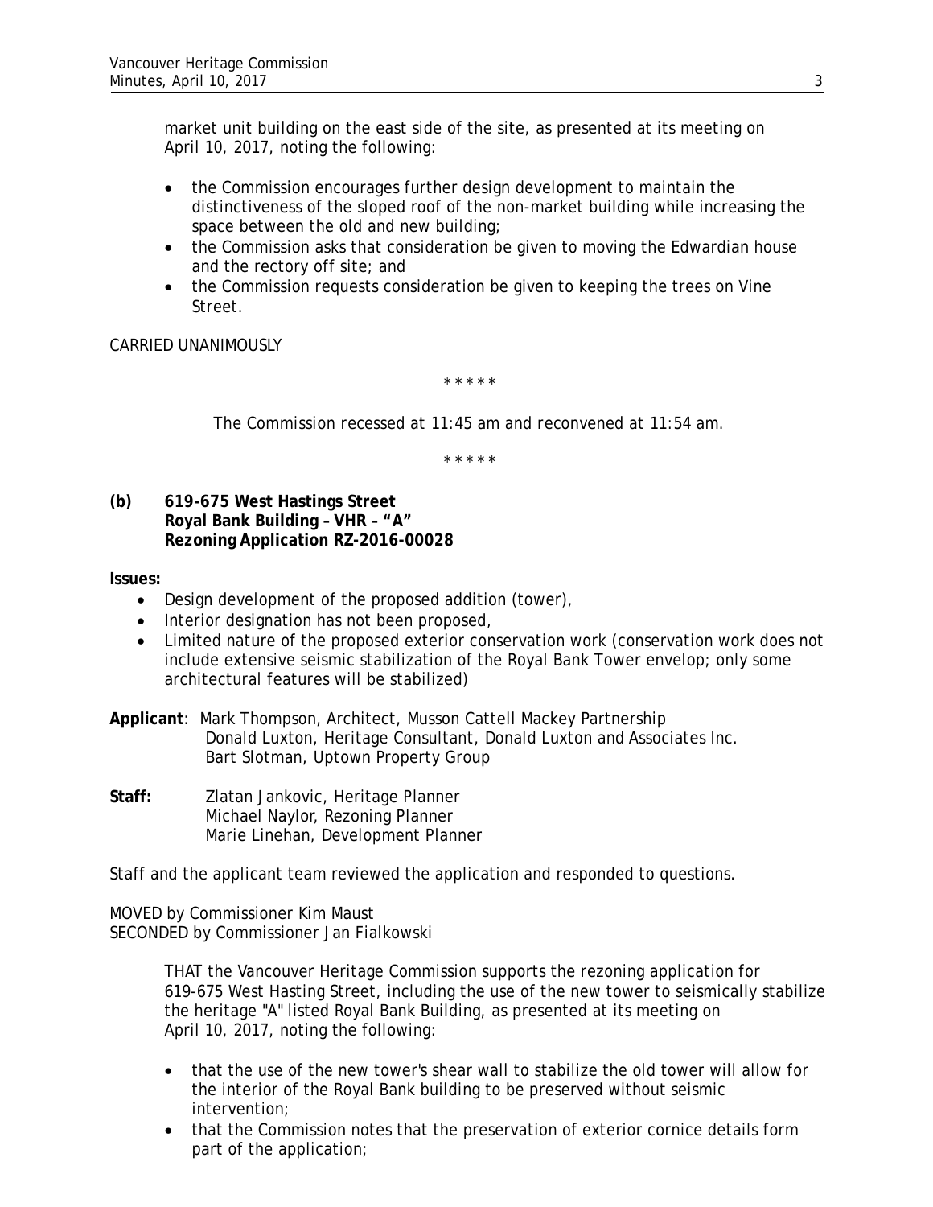market unit building on the east side of the site, as presented at its meeting on April 10, 2017, noting the following:

- the Commission encourages further design development to maintain the distinctiveness of the sloped roof of the non-market building while increasing the space between the old and new building;
- the Commission asks that consideration be given to moving the Edwardian house and the rectory off site; and
- the Commission requests consideration be given to keeping the trees on Vine Street.

CARRIED UNANIMOUSLY

\* \* \* \* \*

The Commission recessed at 11:45 am and reconvened at 11:54 am.

\* \* \* \* \*

**(b) 619-675 West Hastings Street**
**Royal Bank Building – VHR – "A"**
**Rezoning Application RZ-2016-00028**

**Issues:**

- Design development of the proposed addition (tower),
- Interior designation has not been proposed,
- Limited nature of the proposed exterior conservation work (conservation work does not include extensive seismic stabilization of the Royal Bank Tower envelop; only some architectural features will be stabilized)

**Applicant**: Mark Thompson, Architect, Musson Cattell Mackey Partnership
Donald Luxton, Heritage Consultant, Donald Luxton and Associates Inc.
Bart Slotman, Uptown Property Group

**Staff:** Zlatan Jankovic, Heritage Planner
Michael Naylor, Rezoning Planner
Marie Linehan, Development Planner

Staff and the applicant team reviewed the application and responded to questions.

MOVED by Commissioner Kim Maust
SECONDED by Commissioner Jan Fialkowski

THAT the Vancouver Heritage Commission supports the rezoning application for 619-675 West Hasting Street, including the use of the new tower to seismically stabilize the heritage "A" listed Royal Bank Building, as presented at its meeting on April 10, 2017, noting the following:

- that the use of the new tower's shear wall to stabilize the old tower will allow for the interior of the Royal Bank building to be preserved without seismic intervention;
- that the Commission notes that the preservation of exterior cornice details form part of the application;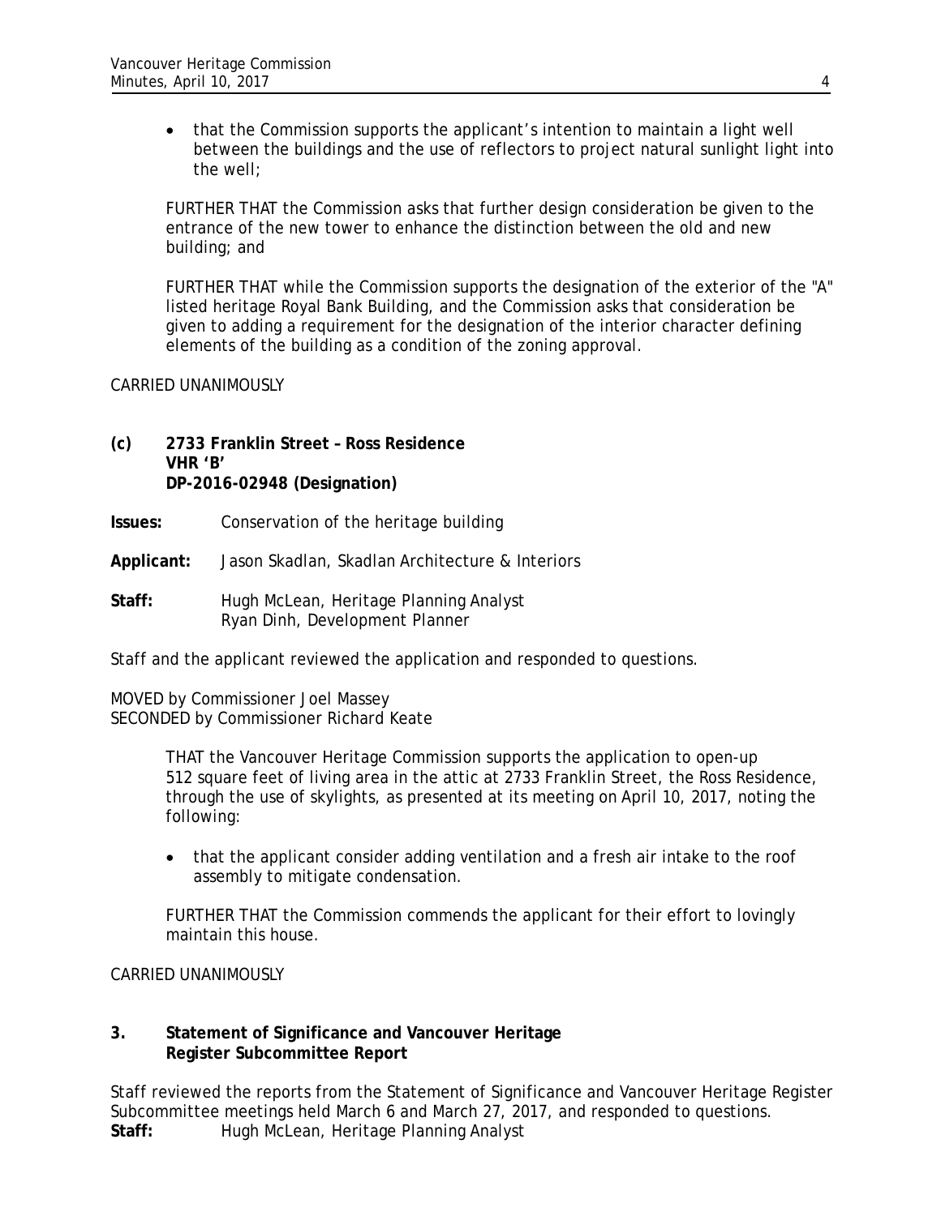- that the Commission supports the applicant's intention to maintain a light well between the buildings and the use of reflectors to project natural sunlight light into the well;

FURTHER THAT the Commission asks that further design consideration be given to the entrance of the new tower to enhance the distinction between the old and new building; and

FURTHER THAT while the Commission supports the designation of the exterior of the "A" listed heritage Royal Bank Building, and the Commission asks that consideration be given to adding a requirement for the designation of the interior character defining elements of the building as a condition of the zoning approval.

CARRIED UNANIMOUSLY

**(c) 2733 Franklin Street – Ross Residence**
**VHR 'B'**
**DP-2016-02948 (Designation)**

**Issues:** Conservation of the heritage building

**Applicant:** Jason Skadlan, Skadlan Architecture & Interiors

**Staff:** Hugh McLean, Heritage Planning Analyst
Ryan Dinh, Development Planner

Staff and the applicant reviewed the application and responded to questions.

MOVED by Commissioner Joel Massey
SECONDED by Commissioner Richard Keate

THAT the Vancouver Heritage Commission supports the application to open-up 512 square feet of living area in the attic at 2733 Franklin Street, the Ross Residence, through the use of skylights, as presented at its meeting on April 10, 2017, noting the following:

- that the applicant consider adding ventilation and a fresh air intake to the roof assembly to mitigate condensation.

FURTHER THAT the Commission commends the applicant for their effort to lovingly maintain this house.

CARRIED UNANIMOUSLY

## 3. Statement of Significance and Vancouver Heritage Register Subcommittee Report

Staff reviewed the reports from the Statement of Significance and Vancouver Heritage Register Subcommittee meetings held March 6 and March 27, 2017, and responded to questions.

**Staff:** Hugh McLean, Heritage Planning Analyst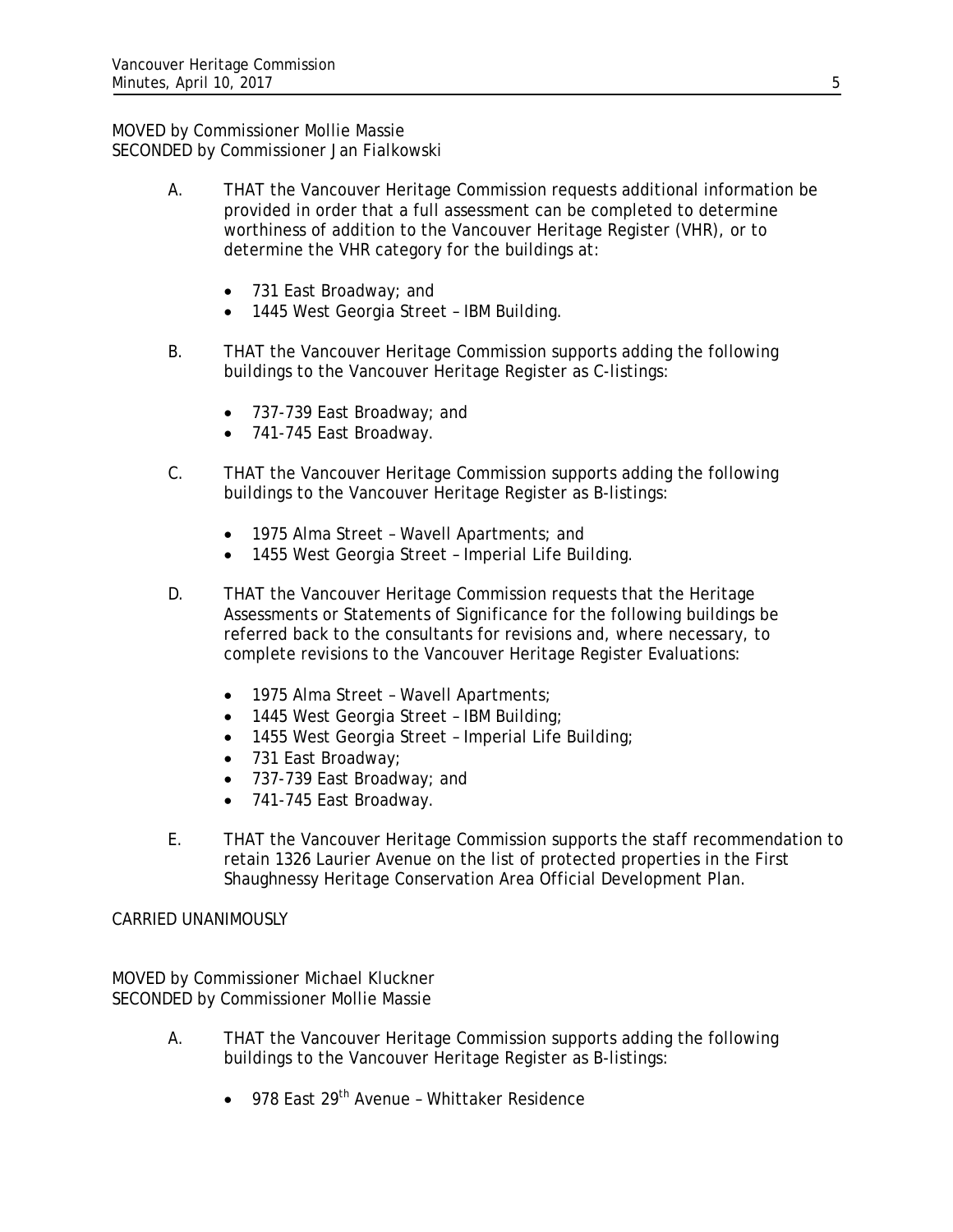MOVED by Commissioner Mollie Massie
SECONDED by Commissioner Jan Fialkowski

A. THAT the Vancouver Heritage Commission requests additional information be provided in order that a full assessment can be completed to determine worthiness of addition to the Vancouver Heritage Register (VHR), or to determine the VHR category for the buildings at:

- 731 East Broadway; and
- 1445 West Georgia Street – IBM Building.

B. THAT the Vancouver Heritage Commission supports adding the following buildings to the Vancouver Heritage Register as C-listings:

- 737-739 East Broadway; and
- 741-745 East Broadway.

C. THAT the Vancouver Heritage Commission supports adding the following buildings to the Vancouver Heritage Register as B-listings:

- 1975 Alma Street – Wavell Apartments; and
- 1455 West Georgia Street – Imperial Life Building.

D. THAT the Vancouver Heritage Commission requests that the Heritage Assessments or Statements of Significance for the following buildings be referred back to the consultants for revisions and, where necessary, to complete revisions to the Vancouver Heritage Register Evaluations:

- 1975 Alma Street – Wavell Apartments;
- 1445 West Georgia Street – IBM Building;
- 1455 West Georgia Street – Imperial Life Building;
- 731 East Broadway;
- 737-739 East Broadway; and
- 741-745 East Broadway.

E. THAT the Vancouver Heritage Commission supports the staff recommendation to retain 1326 Laurier Avenue on the list of protected properties in the First Shaughnessy Heritage Conservation Area Official Development Plan.

CARRIED UNANIMOUSLY

MOVED by Commissioner Michael Kluckner
SECONDED by Commissioner Mollie Massie

A. THAT the Vancouver Heritage Commission supports adding the following buildings to the Vancouver Heritage Register as B-listings:

- 978 East 29th Avenue – Whittaker Residence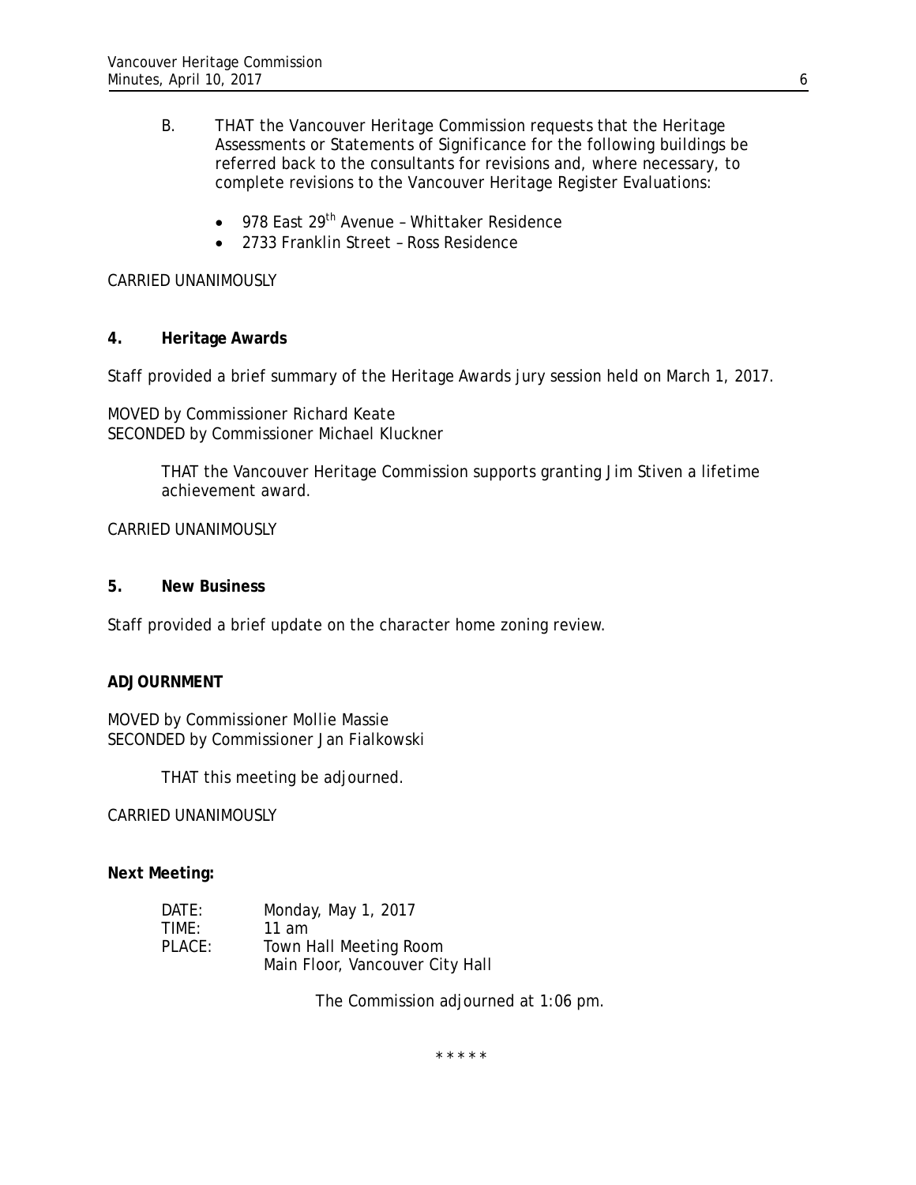B. THAT the Vancouver Heritage Commission requests that the Heritage Assessments or Statements of Significance for the following buildings be referred back to the consultants for revisions and, where necessary, to complete revisions to the Vancouver Heritage Register Evaluations:

- 978 East 29th Avenue – Whittaker Residence
- 2733 Franklin Street – Ross Residence

CARRIED UNANIMOUSLY

**4. Heritage Awards**

Staff provided a brief summary of the Heritage Awards jury session held on March 1, 2017.

MOVED by Commissioner Richard Keate
SECONDED by Commissioner Michael Kluckner

> THAT the Vancouver Heritage Commission supports granting Jim Stiven a lifetime achievement award.

CARRIED UNANIMOUSLY

**5. New Business**

Staff provided a brief update on the character home zoning review.

**ADJOURNMENT**

MOVED by Commissioner Mollie Massie
SECONDED by Commissioner Jan Fialkowski

> THAT this meeting be adjourned.

CARRIED UNANIMOUSLY

**Next Meeting:**

| | |
|---|---|
| DATE: | Monday, May 1, 2017 |
| TIME: | 11 am |
| PLACE: | Town Hall Meeting Room<br>Main Floor, Vancouver City Hall |

The Commission adjourned at 1:06 pm.

\* \* \* \* \*